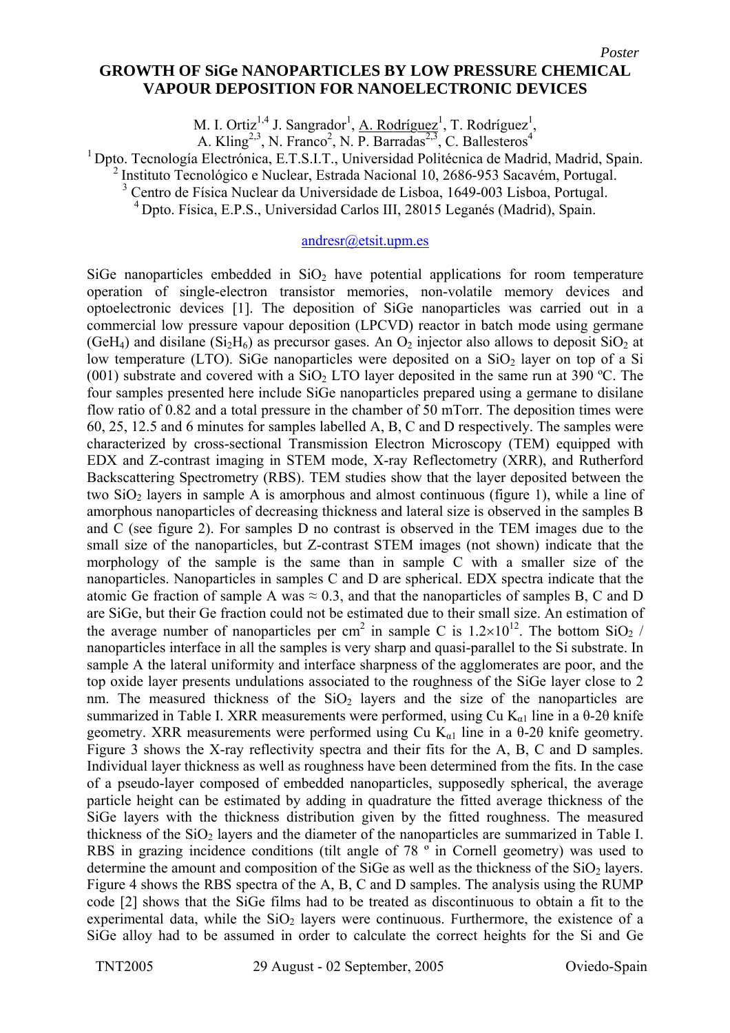Poster

# GROWTH OF SiGe NANOPARTICLES BY LOW PRESSURE CHEMICAL VAPOUR DEPOSITION FOR NANOELECTRONIC DEVICES

M. I. Ortiz[1,4] J. Sangrador[1], A. Rodríguez[1], T. Rodríguez[1], A. Kling[2,3], N. Franco[2], N. P. Barradas[2,3], C. Ballesteros[4]

[1] Dpto. Tecnología Electrónica, E.T.S.I.T., Universidad Politécnica de Madrid, Madrid, Spain.
[2] Instituto Tecnológico e Nuclear, Estrada Nacional 10, 2686-953 Sacavém, Portugal.
[3] Centro de Física Nuclear da Universidade de Lisboa, 1649-003 Lisboa, Portugal.
[4] Dpto. Física, E.P.S., Universidad Carlos III, 28015 Leganés (Madrid), Spain.

andresr@etsit.upm.es

SiGe nanoparticles embedded in $SiO_2$ have potential applications for room temperature operation of single-electron transistor memories, non-volatile memory devices and optoelectronic devices [1]. The deposition of SiGe nanoparticles was carried out in a commercial low pressure vapour deposition (LPCVD) reactor in batch mode using germane ($GeH_4$) and disilane ($Si_2H_6$) as precursor gases. An $O_2$ injector also allows to deposit $SiO_2$ at low temperature (LTO). SiGe nanoparticles were deposited on a $SiO_2$ layer on top of a Si (001) substrate and covered with a $SiO_2$ LTO layer deposited in the same run at 390 ºC. The four samples presented here include SiGe nanoparticles prepared using a germane to disilane flow ratio of 0.82 and a total pressure in the chamber of 50 mTorr. The deposition times were 60, 25, 12.5 and 6 minutes for samples labelled A, B, C and D respectively. The samples were characterized by cross-sectional Transmission Electron Microscopy (TEM) equipped with EDX and Z-contrast imaging in STEM mode, X-ray Reflectometry (XRR), and Rutherford Backscattering Spectrometry (RBS). TEM studies show that the layer deposited between the two $SiO_2$ layers in sample A is amorphous and almost continuous (figure 1), while a line of amorphous nanoparticles of decreasing thickness and lateral size is observed in the samples B and C (see figure 2). For samples D no contrast is observed in the TEM images due to the small size of the nanoparticles, but Z-contrast STEM images (not shown) indicate that the morphology of the sample is the same than in sample C with a smaller size of the nanoparticles. Nanoparticles in samples C and D are spherical. EDX spectra indicate that the atomic Ge fraction of sample A was ≈ 0.3, and that the nanoparticles of samples B, C and D are SiGe, but their Ge fraction could not be estimated due to their small size. An estimation of the average number of nanoparticles per $cm^2$ in sample C is $1.2\times10^{12}$. The bottom $SiO_2$ / nanoparticles interface in all the samples is very sharp and quasi-parallel to the Si substrate. In sample A the lateral uniformity and interface sharpness of the agglomerates are poor, and the top oxide layer presents undulations associated to the roughness of the SiGe layer close to 2 nm. The measured thickness of the $SiO_2$ layers and the size of the nanoparticles are summarized in Table I. XRR measurements were performed, using Cu $K_{\alpha 1}$ line in a θ-2θ knife geometry. XRR measurements were performed using Cu $K_{\alpha 1}$ line in a θ-2θ knife geometry. Figure 3 shows the X-ray reflectivity spectra and their fits for the A, B, C and D samples. Individual layer thickness as well as roughness have been determined from the fits. In the case of a pseudo-layer composed of embedded nanoparticles, supposedly spherical, the average particle height can be estimated by adding in quadrature the fitted average thickness of the SiGe layers with the thickness distribution given by the fitted roughness. The measured thickness of the $SiO_2$ layers and the diameter of the nanoparticles are summarized in Table I. RBS in grazing incidence conditions (tilt angle of 78 º in Cornell geometry) was used to determine the amount and composition of the SiGe as well as the thickness of the $SiO_2$ layers. Figure 4 shows the RBS spectra of the A, B, C and D samples. The analysis using the RUMP code [2] shows that the SiGe films had to be treated as discontinuous to obtain a fit to the experimental data, while the $SiO_2$ layers were continuous. Furthermore, the existence of a SiGe alloy had to be assumed in order to calculate the correct heights for the Si and Ge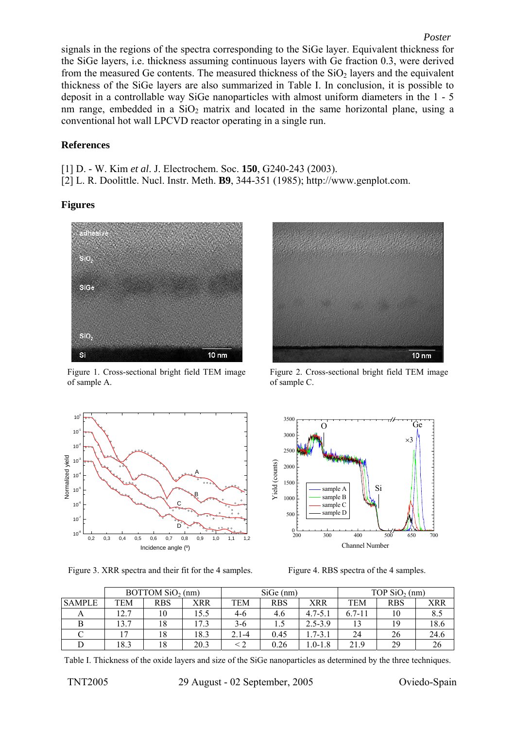signals in the regions of the spectra corresponding to the SiGe layer. Equivalent thickness for the SiGe layers, i.e. thickness assuming continuous layers with Ge fraction 0.3, were derived from the measured Ge contents. The measured thickness of the $SiO_2$ layers and the equivalent thickness of the SiGe layers are also summarized in Table I. In conclusion, it is possible to deposit in a controllable way SiGe nanoparticles with almost uniform diameters in the 1 - 5 nm range, embedded in a $SiO_2$ matrix and located in the same horizontal plane, using a conventional hot wall LPCVD reactor operating in a single run.

## References

[1] D. - W. Kim *et al*. J. Electrochem. Soc. **150**, G240-243 (2003).
[2] L. R. Doolittle. Nucl. Instr. Meth. **B9**, 344-351 (1985); http://www.genplot.com.

## Figures

adhesive
$SiO_2$
SiGe
$SiO_2$
Si
10 nm

Figure 1. Cross-sectional bright field TEM image of sample A.

10 nm

Figure 2. Cross-sectional bright field TEM image of sample C.

Normalized yield
$10^0$
$10^{-1}$
$10^{-2}$
$10^{-3}$
$10^{-4}$
$10^{-5}$
$10^{-6}$
$10^{-7}$
$10^{-8}$
A
B
C
D
0,2 0,3 0,4 0,5 0,6 0,7 0,8 0,9 1,0 1,1 1,2
Incidence angle (º)

Figure 3. XRR spectra and their fit for the 4 samples.

Yield (counts)
3500
3000
2500
2000
1500
1000
500
0
O
Ge
×3
Si
sample A
sample B
sample C
sample D
200 300 400 500 650 700
Channel Number

Figure 4. RBS spectra of the 4 samples.

| | BOTTOM $SiO_2$ (nm) | | | SiGe (nm) | | | TOP $SiO_2$ (nm) | | |
|---|---|---|---|---|---|---|---|---|---|
| SAMPLE | TEM | RBS | XRR | TEM | RBS | XRR | TEM | RBS | XRR |
| A | 12.7 | 10 | 15.5 | 4-6 | 4.6 | 4.7-5.1 | 6.7-11 | 10 | 8.5 |
| B | 13.7 | 18 | 17.3 | 3-6 | 1.5 | 2.5-3.9 | 13 | 19 | 18.6 |
| C | 17 | 18 | 18.3 | 2.1-4 | 0.45 | 1.7-3.1 | 24 | 26 | 24.6 |
| D | 18.3 | 18 | 20.3 | < 2 | 0.26 | 1.0-1.8 | 21.9 | 29 | 26 |

Table I. Thickness of the oxide layers and size of the SiGe nanoparticles as determined by the three techniques.